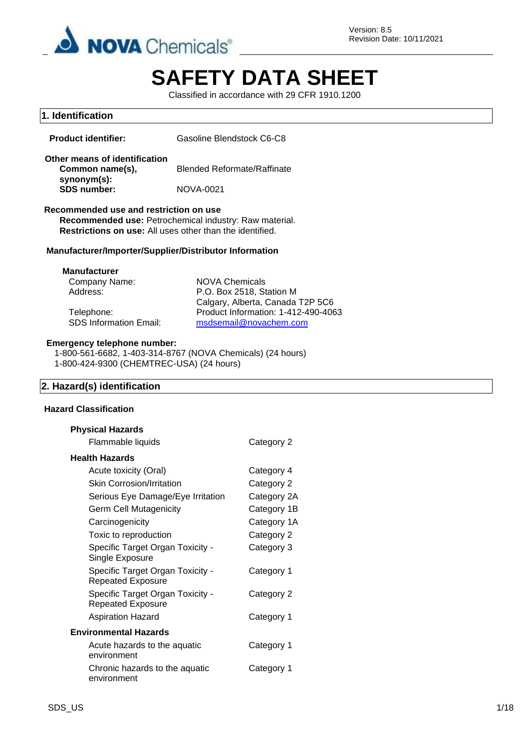Version: 8.5
Revision Date: 10/11/2021

# SAFETY DATA SHEET

Classified in accordance with 29 CFR 1910.1200

## 1. Identification

**Product identifier:** Gasoline Blendstock C6-C8

**Other means of identification**

**Common name(s), synonym(s):** Blended Reformate/Raffinate

**SDS number:** NOVA-0021

**Recommended use and restriction on use**

**Recommended use:** Petrochemical industry: Raw material.

**Restrictions on use:** All uses other than the identified.

**Manufacturer/Importer/Supplier/Distributor Information**

**Manufacturer**

| | |
|---|---|
| Company Name: | NOVA Chemicals |
| Address: | P.O. Box 2518, Station M<br>Calgary, Alberta, Canada T2P 5C6 |
| Telephone: | Product Information: 1-412-490-4063 |
| SDS Information Email: | msdsemail@novachem.com |

**Emergency telephone number:**

1-800-561-6682, 1-403-314-8767 (NOVA Chemicals) (24 hours)
1-800-424-9300 (CHEMTREC-USA) (24 hours)

## 2. Hazard(s) identification

**Hazard Classification**

**Physical Hazards**

| | |
|---|---|
| Flammable liquids | Category 2 |

**Health Hazards**

| | |
|---|---|
| Acute toxicity (Oral) | Category 4 |
| Skin Corrosion/Irritation | Category 2 |
| Serious Eye Damage/Eye Irritation | Category 2A |
| Germ Cell Mutagenicity | Category 1B |
| Carcinogenicity | Category 1A |
| Toxic to reproduction | Category 2 |
| Specific Target Organ Toxicity - Single Exposure | Category 3 |
| Specific Target Organ Toxicity - Repeated Exposure | Category 1 |
| Specific Target Organ Toxicity - Repeated Exposure | Category 2 |
| Aspiration Hazard | Category 1 |

**Environmental Hazards**

| | |
|---|---|
| Acute hazards to the aquatic environment | Category 1 |
| Chronic hazards to the aquatic environment | Category 1 |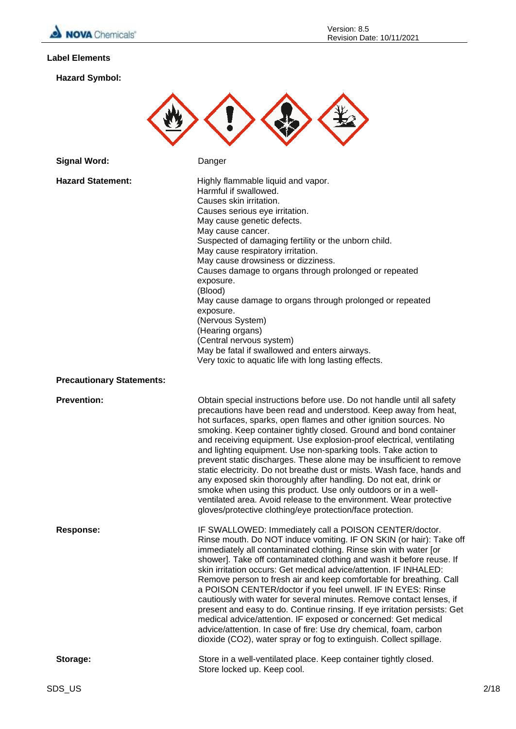### Label Elements

**Hazard Symbol:**

**Signal Word:** Danger

**Hazard Statement:**

Highly flammable liquid and vapor.
Harmful if swallowed.
Causes skin irritation.
Causes serious eye irritation.
May cause genetic defects.
May cause cancer.
Suspected of damaging fertility or the unborn child.
May cause respiratory irritation.
May cause drowsiness or dizziness.
Causes damage to organs through prolonged or repeated exposure.
(Blood)
May cause damage to organs through prolonged or repeated exposure.
(Nervous System)
(Hearing organs)
(Central nervous system)
May be fatal if swallowed and enters airways.
Very toxic to aquatic life with long lasting effects.

**Precautionary Statements:**

**Prevention:**

Obtain special instructions before use. Do not handle until all safety precautions have been read and understood. Keep away from heat, hot surfaces, sparks, open flames and other ignition sources. No smoking. Keep container tightly closed. Ground and bond container and receiving equipment. Use explosion-proof electrical, ventilating and lighting equipment. Use non-sparking tools. Take action to prevent static discharges. These alone may be insufficient to remove static electricity. Do not breathe dust or mists. Wash face, hands and any exposed skin thoroughly after handling. Do not eat, drink or smoke when using this product. Use only outdoors or in a well-ventilated area. Avoid release to the environment. Wear protective gloves/protective clothing/eye protection/face protection.

**Response:**

IF SWALLOWED: Immediately call a POISON CENTER/doctor. Rinse mouth. Do NOT induce vomiting. IF ON SKIN (or hair): Take off immediately all contaminated clothing. Rinse skin with water [or shower]. Take off contaminated clothing and wash it before reuse. If skin irritation occurs: Get medical advice/attention. IF INHALED: Remove person to fresh air and keep comfortable for breathing. Call a POISON CENTER/doctor if you feel unwell. IF IN EYES: Rinse cautiously with water for several minutes. Remove contact lenses, if present and easy to do. Continue rinsing. If eye irritation persists: Get medical advice/attention. IF exposed or concerned: Get medical advice/attention. In case of fire: Use dry chemical, foam, carbon dioxide ($CO_2$), water spray or fog to extinguish. Collect spillage.

**Storage:**

Store in a well-ventilated place. Keep container tightly closed. Store locked up. Keep cool.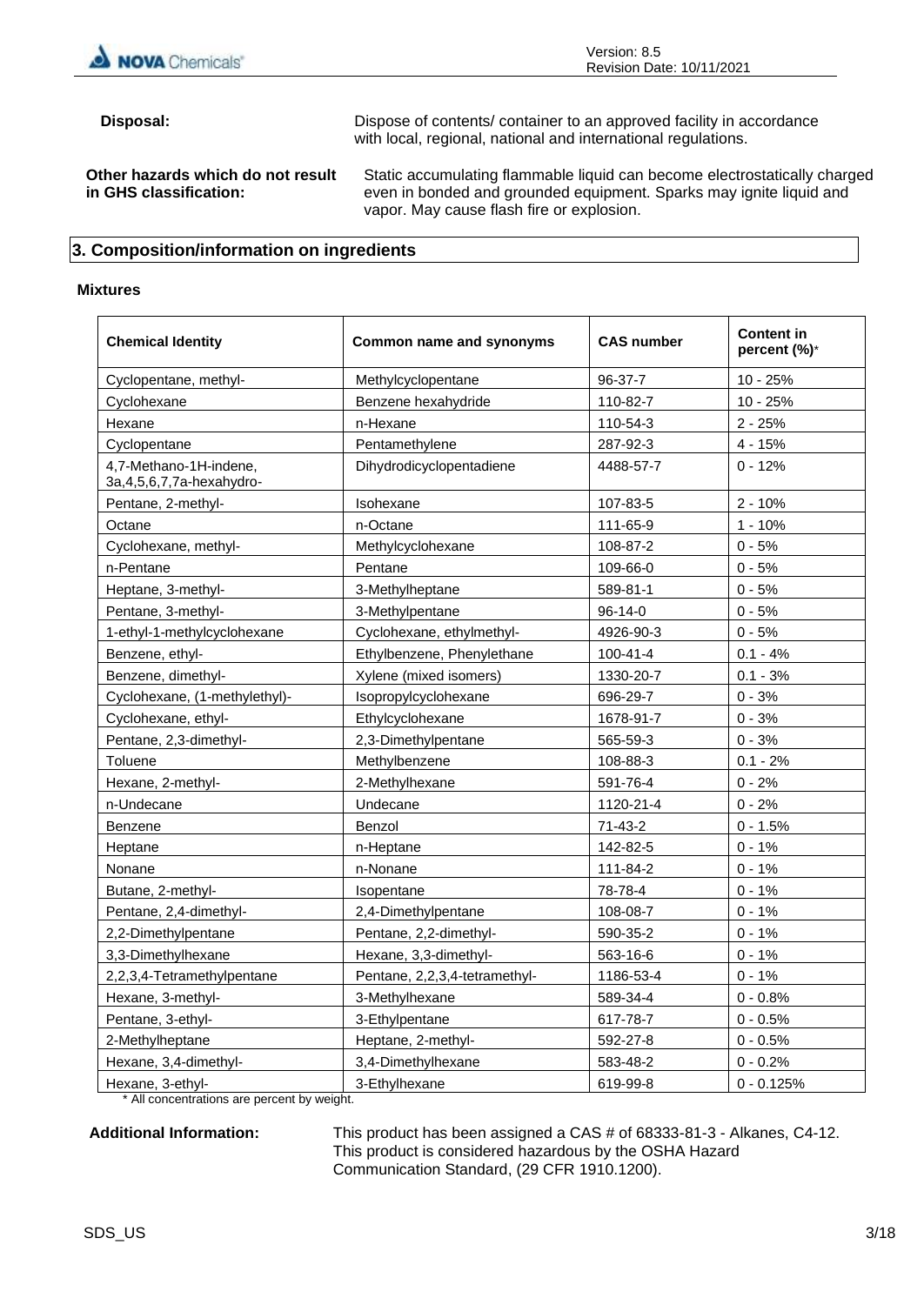**Disposal:** Dispose of contents/ container to an approved facility in accordance with local, regional, national and international regulations.

**Other hazards which do not result in GHS classification:** Static accumulating flammable liquid can become electrostatically charged even in bonded and grounded equipment. Sparks may ignite liquid and vapor. May cause flash fire or explosion.

## 3. Composition/information on ingredients

### Mixtures

| Chemical Identity | Common name and synonyms | CAS number | Content in percent (%)* |
|---|---|---|---|
| Cyclopentane, methyl- | Methylcyclopentane | 96-37-7 | 10 - 25% |
| Cyclohexane | Benzene hexahydride | 110-82-7 | 10 - 25% |
| Hexane | n-Hexane | 110-54-3 | 2 - 25% |
| Cyclopentane | Pentamethylene | 287-92-3 | 4 - 15% |
| 4,7-Methano-1H-indene, 3a,4,5,6,7,7a-hexahydro- | Dihydrodicyclopentadiene | 4488-57-7 | 0 - 12% |
| Pentane, 2-methyl- | Isohexane | 107-83-5 | 2 - 10% |
| Octane | n-Octane | 111-65-9 | 1 - 10% |
| Cyclohexane, methyl- | Methylcyclohexane | 108-87-2 | 0 - 5% |
| n-Pentane | Pentane | 109-66-0 | 0 - 5% |
| Heptane, 3-methyl- | 3-Methylheptane | 589-81-1 | 0 - 5% |
| Pentane, 3-methyl- | 3-Methylpentane | 96-14-0 | 0 - 5% |
| 1-ethyl-1-methylcyclohexane | Cyclohexane, ethylmethyl- | 4926-90-3 | 0 - 5% |
| Benzene, ethyl- | Ethylbenzene, Phenylethane | 100-41-4 | 0.1 - 4% |
| Benzene, dimethyl- | Xylene (mixed isomers) | 1330-20-7 | 0.1 - 3% |
| Cyclohexane, (1-methylethyl)- | Isopropylcyclohexane | 696-29-7 | 0 - 3% |
| Cyclohexane, ethyl- | Ethylcyclohexane | 1678-91-7 | 0 - 3% |
| Pentane, 2,3-dimethyl- | 2,3-Dimethylpentane | 565-59-3 | 0 - 3% |
| Toluene | Methylbenzene | 108-88-3 | 0.1 - 2% |
| Hexane, 2-methyl- | 2-Methylhexane | 591-76-4 | 0 - 2% |
| n-Undecane | Undecane | 1120-21-4 | 0 - 2% |
| Benzene | Benzol | 71-43-2 | 0 - 1.5% |
| Heptane | n-Heptane | 142-82-5 | 0 - 1% |
| Nonane | n-Nonane | 111-84-2 | 0 - 1% |
| Butane, 2-methyl- | Isopentane | 78-78-4 | 0 - 1% |
| Pentane, 2,4-dimethyl- | 2,4-Dimethylpentane | 108-08-7 | 0 - 1% |
| 2,2-Dimethylpentane | Pentane, 2,2-dimethyl- | 590-35-2 | 0 - 1% |
| 3,3-Dimethylhexane | Hexane, 3,3-dimethyl- | 563-16-6 | 0 - 1% |
| 2,2,3,4-Tetramethylpentane | Pentane, 2,2,3,4-tetramethyl- | 1186-53-4 | 0 - 1% |
| Hexane, 3-methyl- | 3-Methylhexane | 589-34-4 | 0 - 0.8% |
| Pentane, 3-ethyl- | 3-Ethylpentane | 617-78-7 | 0 - 0.5% |
| 2-Methylheptane | Heptane, 2-methyl- | 592-27-8 | 0 - 0.5% |
| Hexane, 3,4-dimethyl- | 3,4-Dimethylhexane | 583-48-2 | 0 - 0.2% |
| Hexane, 3-ethyl- | 3-Ethylhexane | 619-99-8 | 0 - 0.125% |

* All concentrations are percent by weight.

**Additional Information:** This product has been assigned a CAS # of 68333-81-3 - Alkanes, C4-12. This product is considered hazardous by the OSHA Hazard Communication Standard, (29 CFR 1910.1200).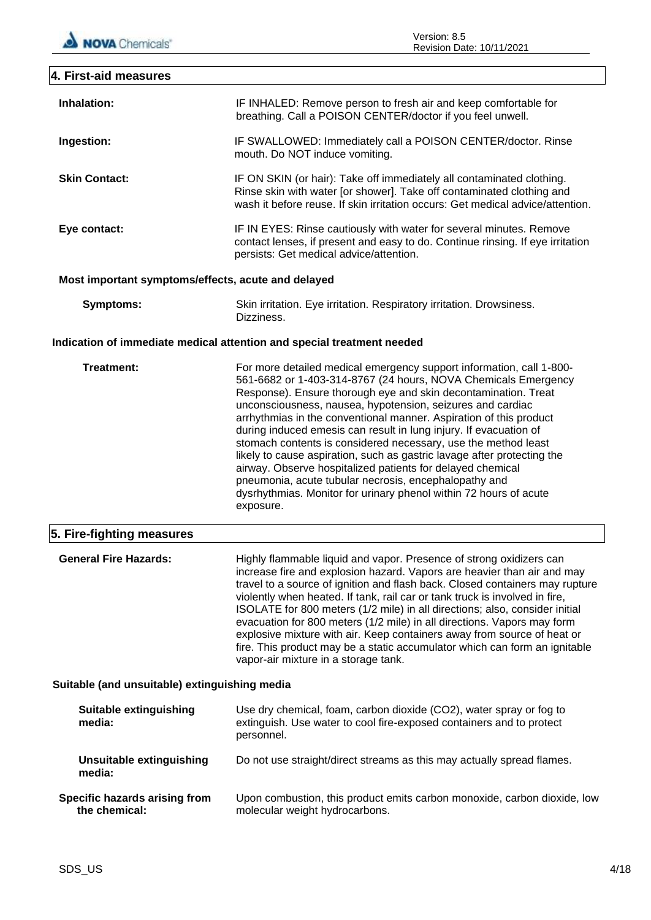## 4. First-aid measures

**Inhalation:** IF INHALED: Remove person to fresh air and keep comfortable for breathing. Call a POISON CENTER/doctor if you feel unwell.

**Ingestion:** IF SWALLOWED: Immediately call a POISON CENTER/doctor. Rinse mouth. Do NOT induce vomiting.

**Skin Contact:** IF ON SKIN (or hair): Take off immediately all contaminated clothing. Rinse skin with water [or shower]. Take off contaminated clothing and wash it before reuse. If skin irritation occurs: Get medical advice/attention.

**Eye contact:** IF IN EYES: Rinse cautiously with water for several minutes. Remove contact lenses, if present and easy to do. Continue rinsing. If eye irritation persists: Get medical advice/attention.

### Most important symptoms/effects, acute and delayed

**Symptoms:** Skin irritation. Eye irritation. Respiratory irritation. Drowsiness. Dizziness.

### Indication of immediate medical attention and special treatment needed

**Treatment:** For more detailed medical emergency support information, call 1-800-561-6682 or 1-403-314-8767 (24 hours, NOVA Chemicals Emergency Response). Ensure thorough eye and skin decontamination. Treat unconsciousness, nausea, hypotension, seizures and cardiac arrhythmias in the conventional manner. Aspiration of this product during induced emesis can result in lung injury. If evacuation of stomach contents is considered necessary, use the method least likely to cause aspiration, such as gastric lavage after protecting the airway. Observe hospitalized patients for delayed chemical pneumonia, acute tubular necrosis, encephalopathy and dysrhythmias. Monitor for urinary phenol within 72 hours of acute exposure.

## 5. Fire-fighting measures

**General Fire Hazards:** Highly flammable liquid and vapor. Presence of strong oxidizers can increase fire and explosion hazard. Vapors are heavier than air and may travel to a source of ignition and flash back. Closed containers may rupture violently when heated. If tank, rail car or tank truck is involved in fire, ISOLATE for 800 meters (1/2 mile) in all directions; also, consider initial evacuation for 800 meters (1/2 mile) in all directions. Vapors may form explosive mixture with air. Keep containers away from source of heat or fire. This product may be a static accumulator which can form an ignitable vapor-air mixture in a storage tank.

### Suitable (and unsuitable) extinguishing media

**Suitable extinguishing media:** Use dry chemical, foam, carbon dioxide ($CO_2$), water spray or fog to extinguish. Use water to cool fire-exposed containers and to protect personnel.

**Unsuitable extinguishing media:** Do not use straight/direct streams as this may actually spread flames.

**Specific hazards arising from the chemical:** Upon combustion, this product emits carbon monoxide, carbon dioxide, low molecular weight hydrocarbons.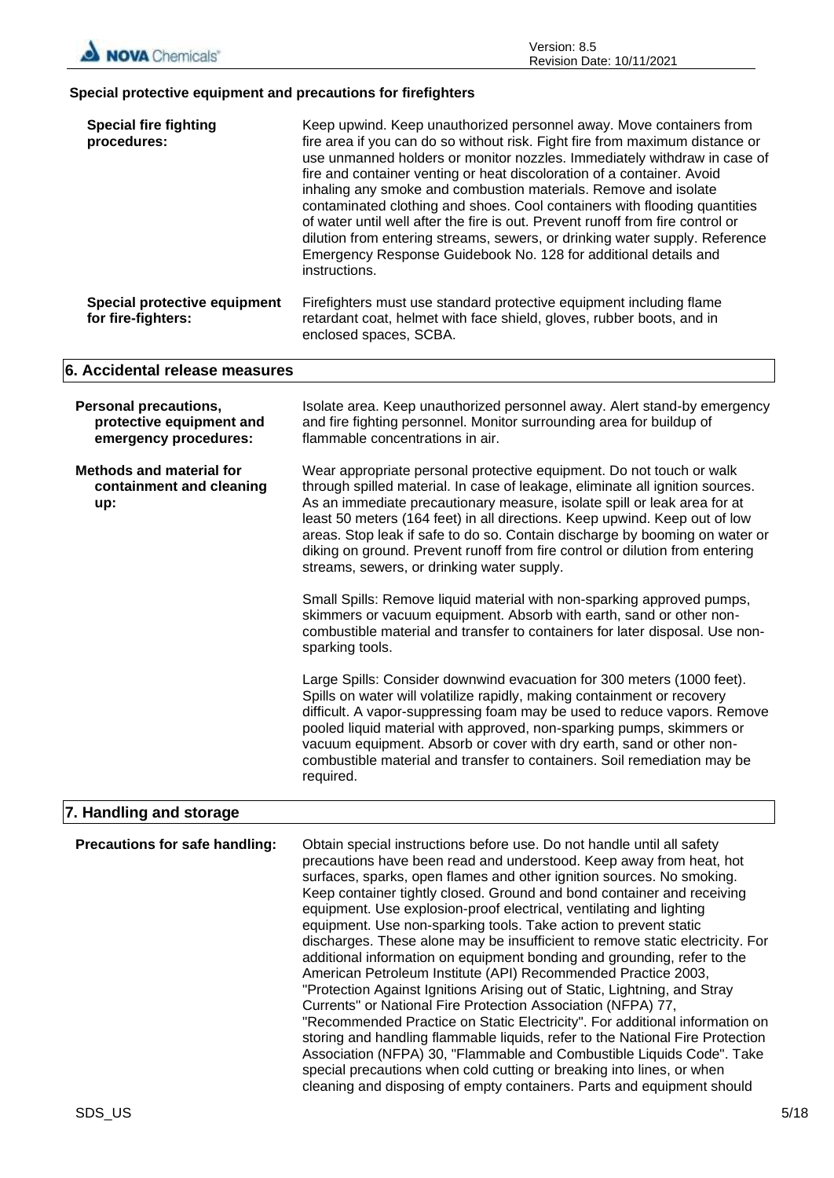**Special protective equipment and precautions for firefighters**

**Special fire fighting procedures:** Keep upwind. Keep unauthorized personnel away. Move containers from fire area if you can do so without risk. Fight fire from maximum distance or use unmanned holders or monitor nozzles. Immediately withdraw in case of fire and container venting or heat discoloration of a container. Avoid inhaling any smoke and combustion materials. Remove and isolate contaminated clothing and shoes. Cool containers with flooding quantities of water until well after the fire is out. Prevent runoff from fire control or dilution from entering streams, sewers, or drinking water supply. Reference Emergency Response Guidebook No. 128 for additional details and instructions.

**Special protective equipment for fire-fighters:** Firefighters must use standard protective equipment including flame retardant coat, helmet with face shield, gloves, rubber boots, and in enclosed spaces, SCBA.

## 6. Accidental release measures

**Personal precautions, protective equipment and emergency procedures:** Isolate area. Keep unauthorized personnel away. Alert stand-by emergency and fire fighting personnel. Monitor surrounding area for buildup of flammable concentrations in air.

**Methods and material for containment and cleaning up:** Wear appropriate personal protective equipment. Do not touch or walk through spilled material. In case of leakage, eliminate all ignition sources. As an immediate precautionary measure, isolate spill or leak area for at least 50 meters (164 feet) in all directions. Keep upwind. Keep out of low areas. Stop leak if safe to do so. Contain discharge by booming on water or diking on ground. Prevent runoff from fire control or dilution from entering streams, sewers, or drinking water supply.

Small Spills: Remove liquid material with non-sparking approved pumps, skimmers or vacuum equipment. Absorb with earth, sand or other non-combustible material and transfer to containers for later disposal. Use non-sparking tools.

Large Spills: Consider downwind evacuation for 300 meters (1000 feet). Spills on water will volatilize rapidly, making containment or recovery difficult. A vapor-suppressing foam may be used to reduce vapors. Remove pooled liquid material with approved, non-sparking pumps, skimmers or vacuum equipment. Absorb or cover with dry earth, sand or other non-combustible material and transfer to containers. Soil remediation may be required.

## 7. Handling and storage

**Precautions for safe handling:** Obtain special instructions before use. Do not handle until all safety precautions have been read and understood. Keep away from heat, hot surfaces, sparks, open flames and other ignition sources. No smoking. Keep container tightly closed. Ground and bond container and receiving equipment. Use explosion-proof electrical, ventilating and lighting equipment. Use non-sparking tools. Take action to prevent static discharges. These alone may be insufficient to remove static electricity. For additional information on equipment bonding and grounding, refer to the American Petroleum Institute (API) Recommended Practice 2003, "Protection Against Ignitions Arising out of Static, Lightning, and Stray Currents" or National Fire Protection Association (NFPA) 77, "Recommended Practice on Static Electricity". For additional information on storing and handling flammable liquids, refer to the National Fire Protection Association (NFPA) 30, "Flammable and Combustible Liquids Code". Take special precautions when cold cutting or breaking into lines, or when cleaning and disposing of empty containers. Parts and equipment should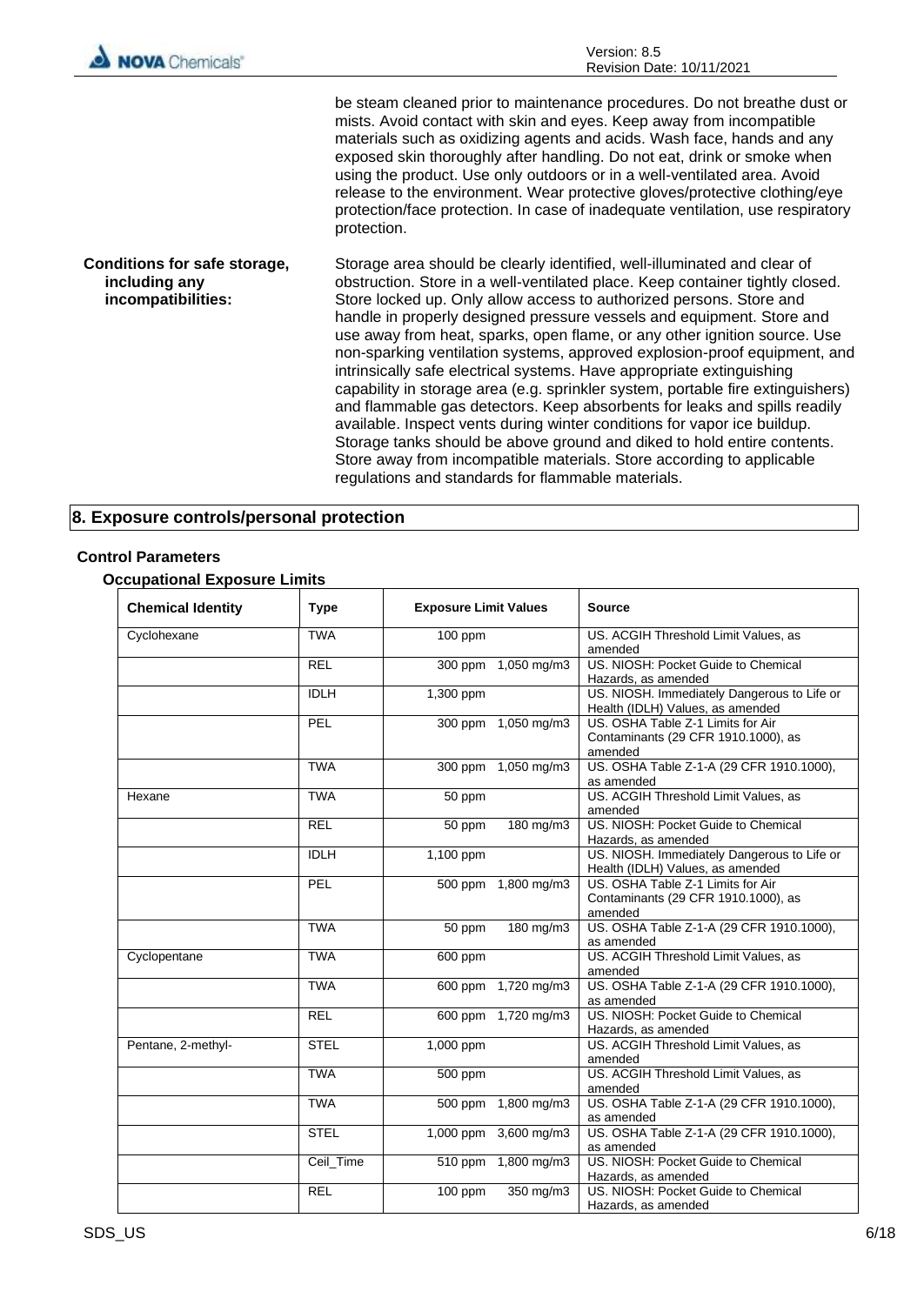be steam cleaned prior to maintenance procedures. Do not breathe dust or mists. Avoid contact with skin and eyes. Keep away from incompatible materials such as oxidizing agents and acids. Wash face, hands and any exposed skin thoroughly after handling. Do not eat, drink or smoke when using the product. Use only outdoors or in a well-ventilated area. Avoid release to the environment. Wear protective gloves/protective clothing/eye protection/face protection. In case of inadequate ventilation, use respiratory protection.

**Conditions for safe storage, including any incompatibilities:** Storage area should be clearly identified, well-illuminated and clear of obstruction. Store in a well-ventilated place. Keep container tightly closed. Store locked up. Only allow access to authorized persons. Store and handle in properly designed pressure vessels and equipment. Store and use away from heat, sparks, open flame, or any other ignition source. Use non-sparking ventilation systems, approved explosion-proof equipment, and intrinsically safe electrical systems. Have appropriate extinguishing capability in storage area (e.g. sprinkler system, portable fire extinguishers) and flammable gas detectors. Keep absorbents for leaks and spills readily available. Inspect vents during winter conditions for vapor ice buildup. Storage tanks should be above ground and diked to hold entire contents. Store away from incompatible materials. Store according to applicable regulations and standards for flammable materials.

## 8. Exposure controls/personal protection

### Control Parameters

#### Occupational Exposure Limits

| Chemical Identity | Type | Exposure Limit Values | | Source |
|---|---|---|---|---|
| Cyclohexane | TWA | 100 ppm | | US. ACGIH Threshold Limit Values, as amended |
| | REL | 300 ppm | 1,050 mg/m3 | US. NIOSH: Pocket Guide to Chemical Hazards, as amended |
| | IDLH | 1,300 ppm | | US. NIOSH. Immediately Dangerous to Life or Health (IDLH) Values, as amended |
| | PEL | 300 ppm | 1,050 mg/m3 | US. OSHA Table Z-1 Limits for Air Contaminants (29 CFR 1910.1000), as amended |
| | TWA | 300 ppm | 1,050 mg/m3 | US. OSHA Table Z-1-A (29 CFR 1910.1000), as amended |
| Hexane | TWA | 50 ppm | | US. ACGIH Threshold Limit Values, as amended |
| | REL | 50 ppm | 180 mg/m3 | US. NIOSH: Pocket Guide to Chemical Hazards, as amended |
| | IDLH | 1,100 ppm | | US. NIOSH. Immediately Dangerous to Life or Health (IDLH) Values, as amended |
| | PEL | 500 ppm | 1,800 mg/m3 | US. OSHA Table Z-1 Limits for Air Contaminants (29 CFR 1910.1000), as amended |
| | TWA | 50 ppm | 180 mg/m3 | US. OSHA Table Z-1-A (29 CFR 1910.1000), as amended |
| Cyclopentane | TWA | 600 ppm | | US. ACGIH Threshold Limit Values, as amended |
| | TWA | 600 ppm | 1,720 mg/m3 | US. OSHA Table Z-1-A (29 CFR 1910.1000), as amended |
| | REL | 600 ppm | 1,720 mg/m3 | US. NIOSH: Pocket Guide to Chemical Hazards, as amended |
| Pentane, 2-methyl- | STEL | 1,000 ppm | | US. ACGIH Threshold Limit Values, as amended |
| | TWA | 500 ppm | | US. ACGIH Threshold Limit Values, as amended |
| | TWA | 500 ppm | 1,800 mg/m3 | US. OSHA Table Z-1-A (29 CFR 1910.1000), as amended |
| | STEL | 1,000 ppm | 3,600 mg/m3 | US. OSHA Table Z-1-A (29 CFR 1910.1000), as amended |
| | Ceil_Time | 510 ppm | 1,800 mg/m3 | US. NIOSH: Pocket Guide to Chemical Hazards, as amended |
| | REL | 100 ppm | 350 mg/m3 | US. NIOSH: Pocket Guide to Chemical Hazards, as amended |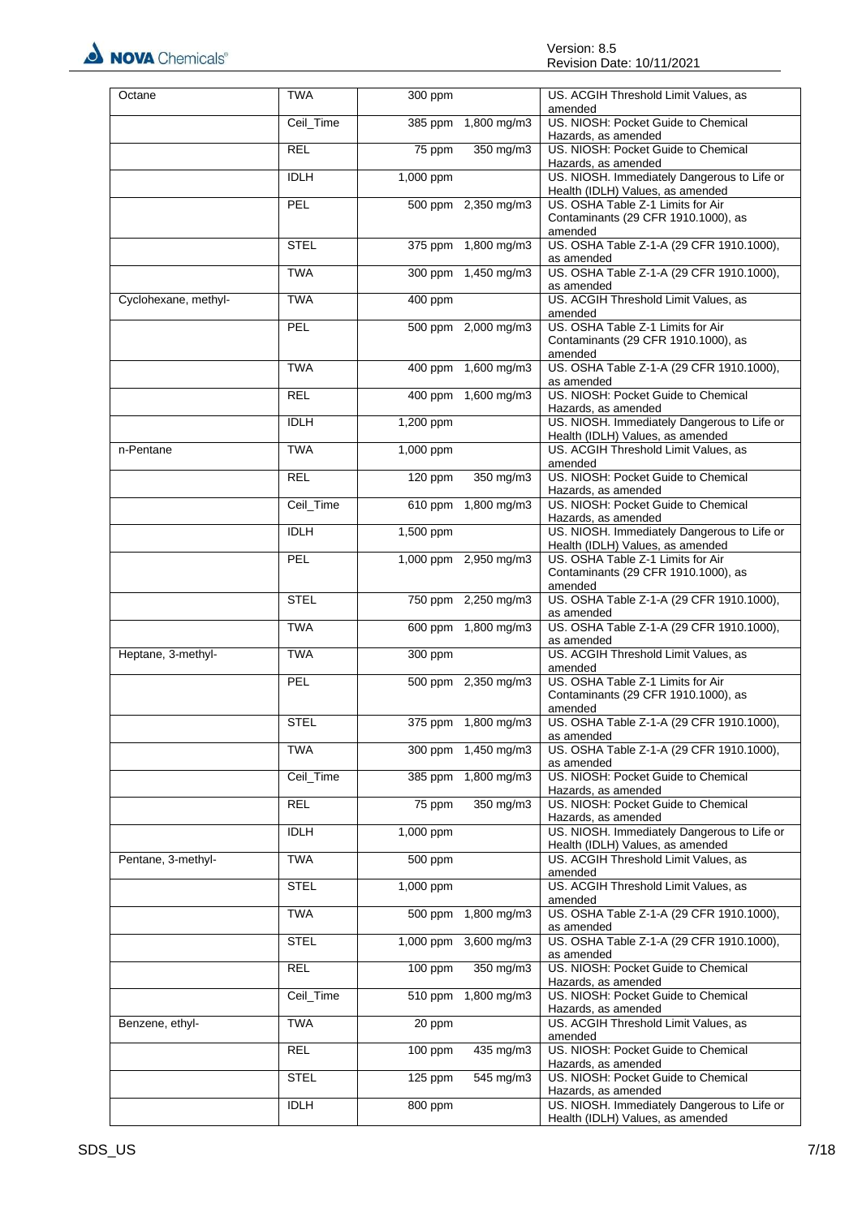| | | | |
|---|---|---|---|
| Octane | TWA | 300 ppm | US. ACGIH Threshold Limit Values, as amended |
| | Ceil_Time | 385 ppm 1,800 mg/m3 | US. NIOSH: Pocket Guide to Chemical Hazards, as amended |
| | REL | 75 ppm 350 mg/m3 | US. NIOSH: Pocket Guide to Chemical Hazards, as amended |
| | IDLH | 1,000 ppm | US. NIOSH. Immediately Dangerous to Life or Health (IDLH) Values, as amended |
| | PEL | 500 ppm 2,350 mg/m3 | US. OSHA Table Z-1 Limits for Air Contaminants (29 CFR 1910.1000), as amended |
| | STEL | 375 ppm 1,800 mg/m3 | US. OSHA Table Z-1-A (29 CFR 1910.1000), as amended |
| | TWA | 300 ppm 1,450 mg/m3 | US. OSHA Table Z-1-A (29 CFR 1910.1000), as amended |
| Cyclohexane, methyl- | TWA | 400 ppm | US. ACGIH Threshold Limit Values, as amended |
| | PEL | 500 ppm 2,000 mg/m3 | US. OSHA Table Z-1 Limits for Air Contaminants (29 CFR 1910.1000), as amended |
| | TWA | 400 ppm 1,600 mg/m3 | US. OSHA Table Z-1-A (29 CFR 1910.1000), as amended |
| | REL | 400 ppm 1,600 mg/m3 | US. NIOSH: Pocket Guide to Chemical Hazards, as amended |
| | IDLH | 1,200 ppm | US. NIOSH. Immediately Dangerous to Life or Health (IDLH) Values, as amended |
| n-Pentane | TWA | 1,000 ppm | US. ACGIH Threshold Limit Values, as amended |
| | REL | 120 ppm 350 mg/m3 | US. NIOSH: Pocket Guide to Chemical Hazards, as amended |
| | Ceil_Time | 610 ppm 1,800 mg/m3 | US. NIOSH: Pocket Guide to Chemical Hazards, as amended |
| | IDLH | 1,500 ppm | US. NIOSH. Immediately Dangerous to Life or Health (IDLH) Values, as amended |
| | PEL | 1,000 ppm 2,950 mg/m3 | US. OSHA Table Z-1 Limits for Air Contaminants (29 CFR 1910.1000), as amended |
| | STEL | 750 ppm 2,250 mg/m3 | US. OSHA Table Z-1-A (29 CFR 1910.1000), as amended |
| | TWA | 600 ppm 1,800 mg/m3 | US. OSHA Table Z-1-A (29 CFR 1910.1000), as amended |
| Heptane, 3-methyl- | TWA | 300 ppm | US. ACGIH Threshold Limit Values, as amended |
| | PEL | 500 ppm 2,350 mg/m3 | US. OSHA Table Z-1 Limits for Air Contaminants (29 CFR 1910.1000), as amended |
| | STEL | 375 ppm 1,800 mg/m3 | US. OSHA Table Z-1-A (29 CFR 1910.1000), as amended |
| | TWA | 300 ppm 1,450 mg/m3 | US. OSHA Table Z-1-A (29 CFR 1910.1000), as amended |
| | Ceil_Time | 385 ppm 1,800 mg/m3 | US. NIOSH: Pocket Guide to Chemical Hazards, as amended |
| | REL | 75 ppm 350 mg/m3 | US. NIOSH: Pocket Guide to Chemical Hazards, as amended |
| | IDLH | 1,000 ppm | US. NIOSH. Immediately Dangerous to Life or Health (IDLH) Values, as amended |
| Pentane, 3-methyl- | TWA | 500 ppm | US. ACGIH Threshold Limit Values, as amended |
| | STEL | 1,000 ppm | US. ACGIH Threshold Limit Values, as amended |
| | TWA | 500 ppm 1,800 mg/m3 | US. OSHA Table Z-1-A (29 CFR 1910.1000), as amended |
| | STEL | 1,000 ppm 3,600 mg/m3 | US. OSHA Table Z-1-A (29 CFR 1910.1000), as amended |
| | REL | 100 ppm 350 mg/m3 | US. NIOSH: Pocket Guide to Chemical Hazards, as amended |
| | Ceil_Time | 510 ppm 1,800 mg/m3 | US. NIOSH: Pocket Guide to Chemical Hazards, as amended |
| Benzene, ethyl- | TWA | 20 ppm | US. ACGIH Threshold Limit Values, as amended |
| | REL | 100 ppm 435 mg/m3 | US. NIOSH: Pocket Guide to Chemical Hazards, as amended |
| | STEL | 125 ppm 545 mg/m3 | US. NIOSH: Pocket Guide to Chemical Hazards, as amended |
| | IDLH | 800 ppm | US. NIOSH. Immediately Dangerous to Life or Health (IDLH) Values, as amended |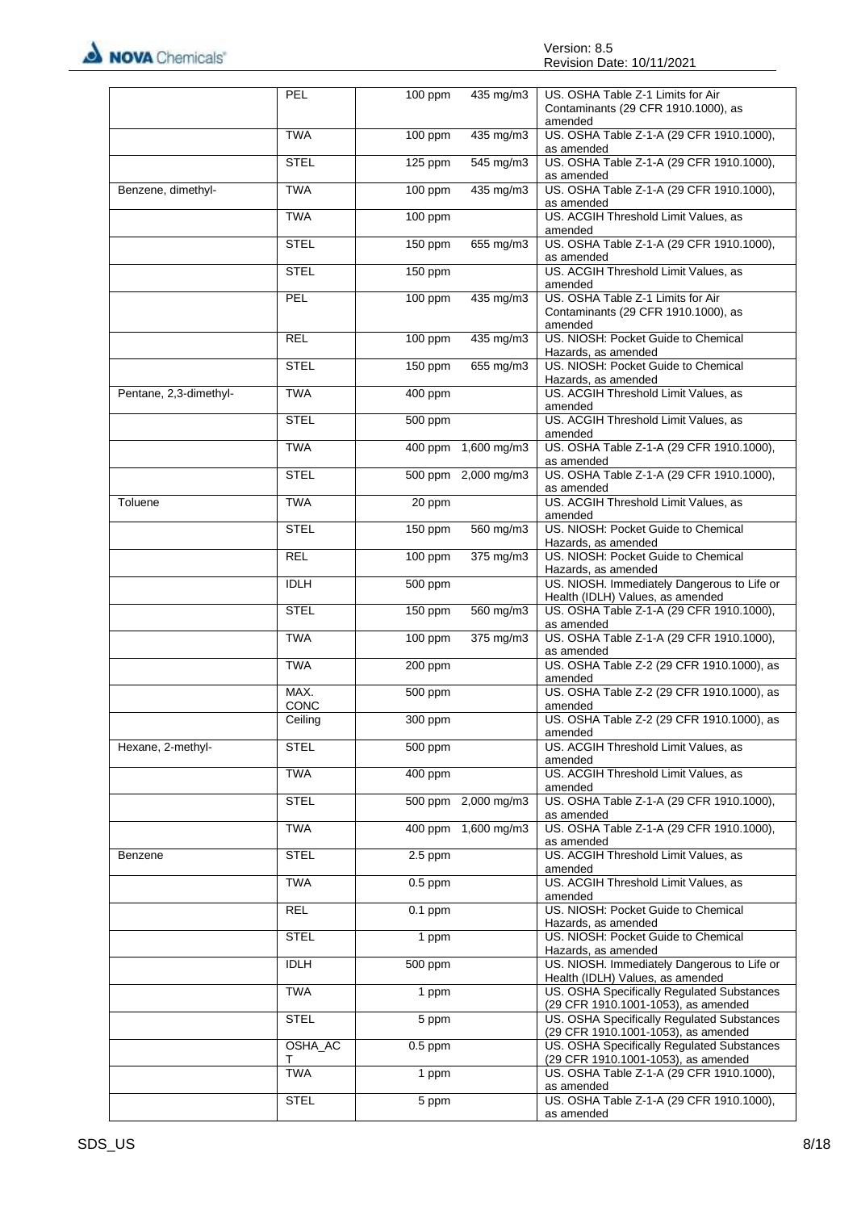| | | | | |
|---|---|---|---|---|
| | PEL | 100 ppm | 435 mg/m3 | US. OSHA Table Z-1 Limits for Air Contaminants (29 CFR 1910.1000), as amended |
| | TWA | 100 ppm | 435 mg/m3 | US. OSHA Table Z-1-A (29 CFR 1910.1000), as amended |
| | STEL | 125 ppm | 545 mg/m3 | US. OSHA Table Z-1-A (29 CFR 1910.1000), as amended |
| Benzene, dimethyl- | TWA | 100 ppm | 435 mg/m3 | US. OSHA Table Z-1-A (29 CFR 1910.1000), as amended |
| | TWA | 100 ppm | | US. ACGIH Threshold Limit Values, as amended |
| | STEL | 150 ppm | 655 mg/m3 | US. OSHA Table Z-1-A (29 CFR 1910.1000), as amended |
| | STEL | 150 ppm | | US. ACGIH Threshold Limit Values, as amended |
| | PEL | 100 ppm | 435 mg/m3 | US. OSHA Table Z-1 Limits for Air Contaminants (29 CFR 1910.1000), as amended |
| | REL | 100 ppm | 435 mg/m3 | US. NIOSH: Pocket Guide to Chemical Hazards, as amended |
| | STEL | 150 ppm | 655 mg/m3 | US. NIOSH: Pocket Guide to Chemical Hazards, as amended |
| Pentane, 2,3-dimethyl- | TWA | 400 ppm | | US. ACGIH Threshold Limit Values, as amended |
| | STEL | 500 ppm | | US. ACGIH Threshold Limit Values, as amended |
| | TWA | 400 ppm | 1,600 mg/m3 | US. OSHA Table Z-1-A (29 CFR 1910.1000), as amended |
| | STEL | 500 ppm | 2,000 mg/m3 | US. OSHA Table Z-1-A (29 CFR 1910.1000), as amended |
| Toluene | TWA | 20 ppm | | US. ACGIH Threshold Limit Values, as amended |
| | STEL | 150 ppm | 560 mg/m3 | US. NIOSH: Pocket Guide to Chemical Hazards, as amended |
| | REL | 100 ppm | 375 mg/m3 | US. NIOSH: Pocket Guide to Chemical Hazards, as amended |
| | IDLH | 500 ppm | | US. NIOSH. Immediately Dangerous to Life or Health (IDLH) Values, as amended |
| | STEL | 150 ppm | 560 mg/m3 | US. OSHA Table Z-1-A (29 CFR 1910.1000), as amended |
| | TWA | 100 ppm | 375 mg/m3 | US. OSHA Table Z-1-A (29 CFR 1910.1000), as amended |
| | TWA | 200 ppm | | US. OSHA Table Z-2 (29 CFR 1910.1000), as amended |
| | MAX. CONC | 500 ppm | | US. OSHA Table Z-2 (29 CFR 1910.1000), as amended |
| | Ceiling | 300 ppm | | US. OSHA Table Z-2 (29 CFR 1910.1000), as amended |
| Hexane, 2-methyl- | STEL | 500 ppm | | US. ACGIH Threshold Limit Values, as amended |
| | TWA | 400 ppm | | US. ACGIH Threshold Limit Values, as amended |
| | STEL | 500 ppm | 2,000 mg/m3 | US. OSHA Table Z-1-A (29 CFR 1910.1000), as amended |
| | TWA | 400 ppm | 1,600 mg/m3 | US. OSHA Table Z-1-A (29 CFR 1910.1000), as amended |
| Benzene | STEL | 2.5 ppm | | US. ACGIH Threshold Limit Values, as amended |
| | TWA | 0.5 ppm | | US. ACGIH Threshold Limit Values, as amended |
| | REL | 0.1 ppm | | US. NIOSH: Pocket Guide to Chemical Hazards, as amended |
| | STEL | 1 ppm | | US. NIOSH: Pocket Guide to Chemical Hazards, as amended |
| | IDLH | 500 ppm | | US. NIOSH. Immediately Dangerous to Life or Health (IDLH) Values, as amended |
| | TWA | 1 ppm | | US. OSHA Specifically Regulated Substances (29 CFR 1910.1001-1053), as amended |
| | STEL | 5 ppm | | US. OSHA Specifically Regulated Substances (29 CFR 1910.1001-1053), as amended |
| | OSHA_ACT | 0.5 ppm | | US. OSHA Specifically Regulated Substances (29 CFR 1910.1001-1053), as amended |
| | TWA | 1 ppm | | US. OSHA Table Z-1-A (29 CFR 1910.1000), as amended |
| | STEL | 5 ppm | | US. OSHA Table Z-1-A (29 CFR 1910.1000), as amended |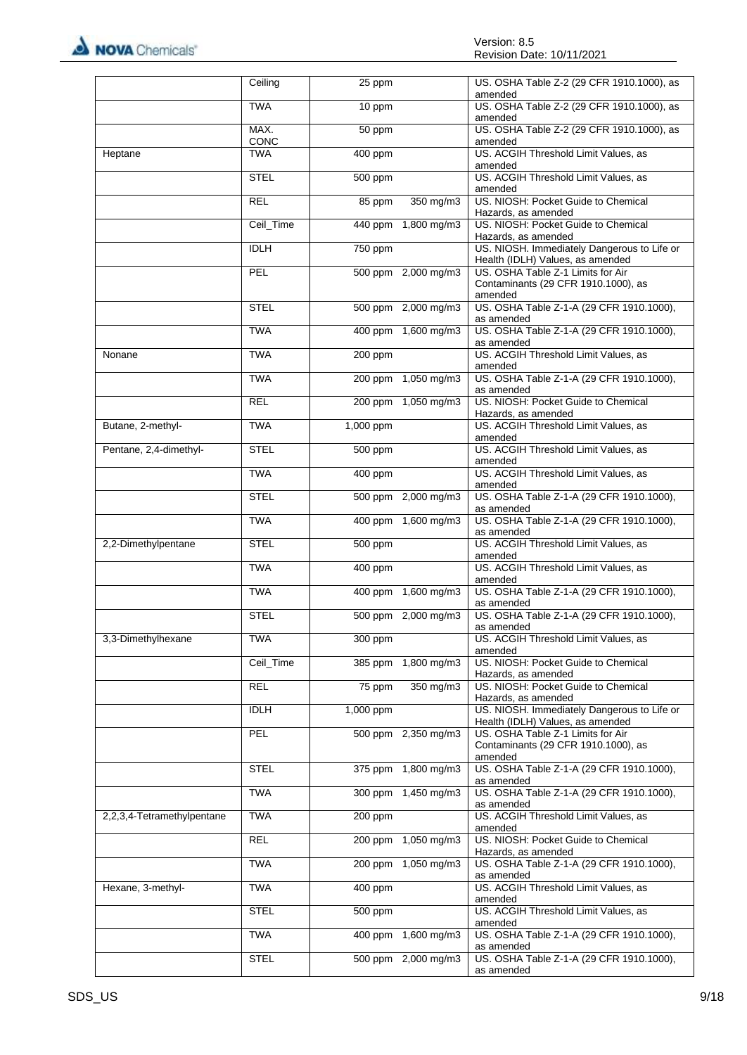| | | | | |
|---|---|---|---|---|
| | Ceiling | 25 ppm | | US. OSHA Table Z-2 (29 CFR 1910.1000), as amended |
| | TWA | 10 ppm | | US. OSHA Table Z-2 (29 CFR 1910.1000), as amended |
| | MAX. CONC | 50 ppm | | US. OSHA Table Z-2 (29 CFR 1910.1000), as amended |
| Heptane | TWA | 400 ppm | | US. ACGIH Threshold Limit Values, as amended |
| | STEL | 500 ppm | | US. ACGIH Threshold Limit Values, as amended |
| | REL | 85 ppm | 350 mg/m3 | US. NIOSH: Pocket Guide to Chemical Hazards, as amended |
| | Ceil_Time | 440 ppm | 1,800 mg/m3 | US. NIOSH: Pocket Guide to Chemical Hazards, as amended |
| | IDLH | 750 ppm | | US. NIOSH. Immediately Dangerous to Life or Health (IDLH) Values, as amended |
| | PEL | 500 ppm | 2,000 mg/m3 | US. OSHA Table Z-1 Limits for Air Contaminants (29 CFR 1910.1000), as amended |
| | STEL | 500 ppm | 2,000 mg/m3 | US. OSHA Table Z-1-A (29 CFR 1910.1000), as amended |
| | TWA | 400 ppm | 1,600 mg/m3 | US. OSHA Table Z-1-A (29 CFR 1910.1000), as amended |
| Nonane | TWA | 200 ppm | | US. ACGIH Threshold Limit Values, as amended |
| | TWA | 200 ppm | 1,050 mg/m3 | US. OSHA Table Z-1-A (29 CFR 1910.1000), as amended |
| | REL | 200 ppm | 1,050 mg/m3 | US. NIOSH: Pocket Guide to Chemical Hazards, as amended |
| Butane, 2-methyl- | TWA | 1,000 ppm | | US. ACGIH Threshold Limit Values, as amended |
| Pentane, 2,4-dimethyl- | STEL | 500 ppm | | US. ACGIH Threshold Limit Values, as amended |
| | TWA | 400 ppm | | US. ACGIH Threshold Limit Values, as amended |
| | STEL | 500 ppm | 2,000 mg/m3 | US. OSHA Table Z-1-A (29 CFR 1910.1000), as amended |
| | TWA | 400 ppm | 1,600 mg/m3 | US. OSHA Table Z-1-A (29 CFR 1910.1000), as amended |
| 2,2-Dimethylpentane | STEL | 500 ppm | | US. ACGIH Threshold Limit Values, as amended |
| | TWA | 400 ppm | | US. ACGIH Threshold Limit Values, as amended |
| | TWA | 400 ppm | 1,600 mg/m3 | US. OSHA Table Z-1-A (29 CFR 1910.1000), as amended |
| | STEL | 500 ppm | 2,000 mg/m3 | US. OSHA Table Z-1-A (29 CFR 1910.1000), as amended |
| 3,3-Dimethylhexane | TWA | 300 ppm | | US. ACGIH Threshold Limit Values, as amended |
| | Ceil_Time | 385 ppm | 1,800 mg/m3 | US. NIOSH: Pocket Guide to Chemical Hazards, as amended |
| | REL | 75 ppm | 350 mg/m3 | US. NIOSH: Pocket Guide to Chemical Hazards, as amended |
| | IDLH | 1,000 ppm | | US. NIOSH. Immediately Dangerous to Life or Health (IDLH) Values, as amended |
| | PEL | 500 ppm | 2,350 mg/m3 | US. OSHA Table Z-1 Limits for Air Contaminants (29 CFR 1910.1000), as amended |
| | STEL | 375 ppm | 1,800 mg/m3 | US. OSHA Table Z-1-A (29 CFR 1910.1000), as amended |
| | TWA | 300 ppm | 1,450 mg/m3 | US. OSHA Table Z-1-A (29 CFR 1910.1000), as amended |
| 2,2,3,4-Tetramethylpentane | TWA | 200 ppm | | US. ACGIH Threshold Limit Values, as amended |
| | REL | 200 ppm | 1,050 mg/m3 | US. NIOSH: Pocket Guide to Chemical Hazards, as amended |
| | TWA | 200 ppm | 1,050 mg/m3 | US. OSHA Table Z-1-A (29 CFR 1910.1000), as amended |
| Hexane, 3-methyl- | TWA | 400 ppm | | US. ACGIH Threshold Limit Values, as amended |
| | STEL | 500 ppm | | US. ACGIH Threshold Limit Values, as amended |
| | TWA | 400 ppm | 1,600 mg/m3 | US. OSHA Table Z-1-A (29 CFR 1910.1000), as amended |
| | STEL | 500 ppm | 2,000 mg/m3 | US. OSHA Table Z-1-A (29 CFR 1910.1000), as amended |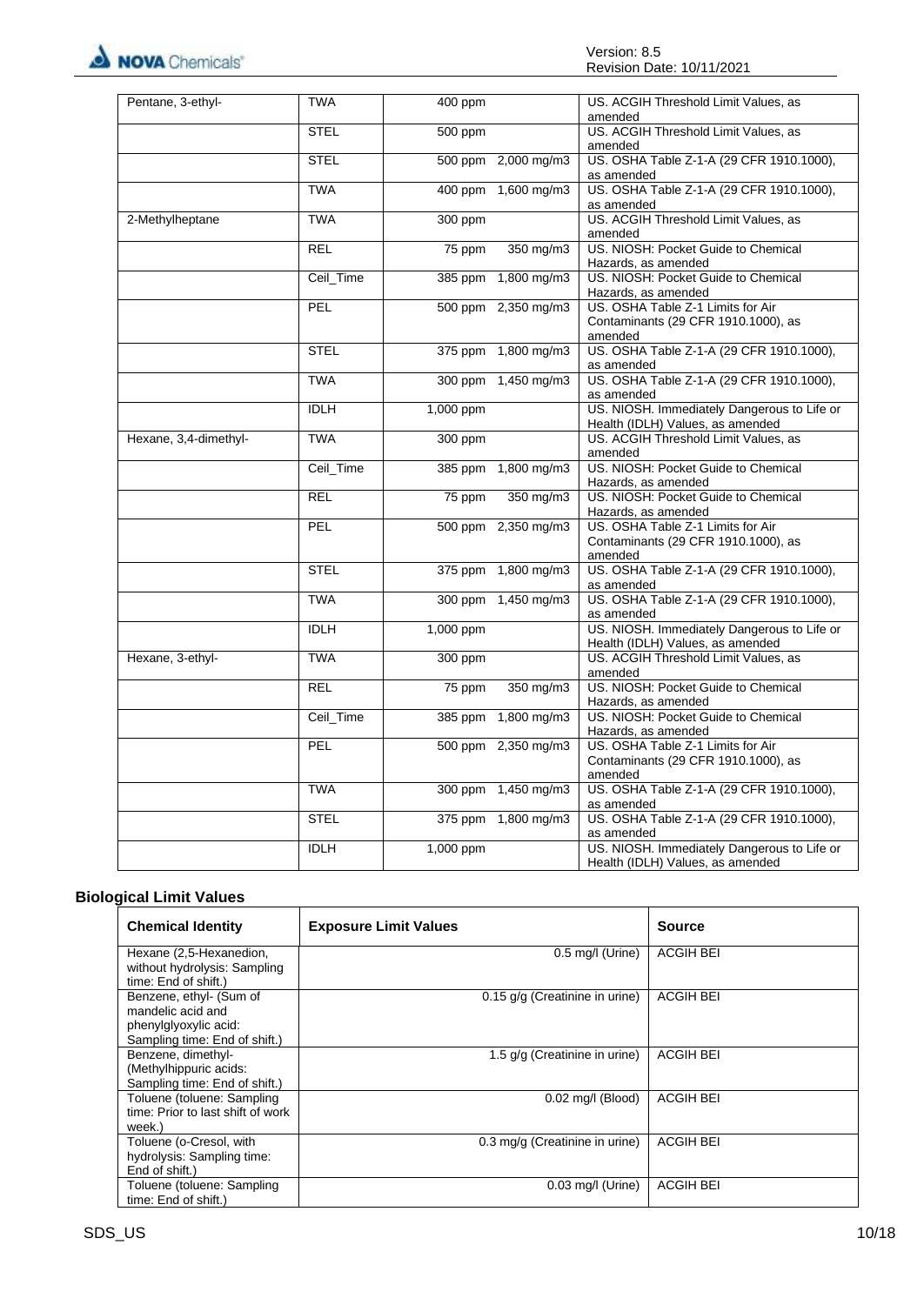| | | | |
|---|---|---|---|
| Pentane, 3-ethyl- | TWA | 400 ppm | US. ACGIH Threshold Limit Values, as amended |
| | STEL | 500 ppm | US. ACGIH Threshold Limit Values, as amended |
| | STEL | 500 ppm 2,000 mg/m3 | US. OSHA Table Z-1-A (29 CFR 1910.1000), as amended |
| | TWA | 400 ppm 1,600 mg/m3 | US. OSHA Table Z-1-A (29 CFR 1910.1000), as amended |
| 2-Methylheptane | TWA | 300 ppm | US. ACGIH Threshold Limit Values, as amended |
| | REL | 75 ppm 350 mg/m3 | US. NIOSH: Pocket Guide to Chemical Hazards, as amended |
| | Ceil_Time | 385 ppm 1,800 mg/m3 | US. NIOSH: Pocket Guide to Chemical Hazards, as amended |
| | PEL | 500 ppm 2,350 mg/m3 | US. OSHA Table Z-1 Limits for Air Contaminants (29 CFR 1910.1000), as amended |
| | STEL | 375 ppm 1,800 mg/m3 | US. OSHA Table Z-1-A (29 CFR 1910.1000), as amended |
| | TWA | 300 ppm 1,450 mg/m3 | US. OSHA Table Z-1-A (29 CFR 1910.1000), as amended |
| | IDLH | 1,000 ppm | US. NIOSH. Immediately Dangerous to Life or Health (IDLH) Values, as amended |
| Hexane, 3,4-dimethyl- | TWA | 300 ppm | US. ACGIH Threshold Limit Values, as amended |
| | Ceil_Time | 385 ppm 1,800 mg/m3 | US. NIOSH: Pocket Guide to Chemical Hazards, as amended |
| | REL | 75 ppm 350 mg/m3 | US. NIOSH: Pocket Guide to Chemical Hazards, as amended |
| | PEL | 500 ppm 2,350 mg/m3 | US. OSHA Table Z-1 Limits for Air Contaminants (29 CFR 1910.1000), as amended |
| | STEL | 375 ppm 1,800 mg/m3 | US. OSHA Table Z-1-A (29 CFR 1910.1000), as amended |
| | TWA | 300 ppm 1,450 mg/m3 | US. OSHA Table Z-1-A (29 CFR 1910.1000), as amended |
| | IDLH | 1,000 ppm | US. NIOSH. Immediately Dangerous to Life or Health (IDLH) Values, as amended |
| Hexane, 3-ethyl- | TWA | 300 ppm | US. ACGIH Threshold Limit Values, as amended |
| | REL | 75 ppm 350 mg/m3 | US. NIOSH: Pocket Guide to Chemical Hazards, as amended |
| | Ceil_Time | 385 ppm 1,800 mg/m3 | US. NIOSH: Pocket Guide to Chemical Hazards, as amended |
| | PEL | 500 ppm 2,350 mg/m3 | US. OSHA Table Z-1 Limits for Air Contaminants (29 CFR 1910.1000), as amended |
| | TWA | 300 ppm 1,450 mg/m3 | US. OSHA Table Z-1-A (29 CFR 1910.1000), as amended |
| | STEL | 375 ppm 1,800 mg/m3 | US. OSHA Table Z-1-A (29 CFR 1910.1000), as amended |
| | IDLH | 1,000 ppm | US. NIOSH. Immediately Dangerous to Life or Health (IDLH) Values, as amended |

## Biological Limit Values

| Chemical Identity | Exposure Limit Values | Source |
|---|---|---|
| Hexane (2,5-Hexanedion, without hydrolysis: Sampling time: End of shift.) | 0.5 mg/l (Urine) | ACGIH BEI |
| Benzene, ethyl- (Sum of mandelic acid and phenylglyoxylic acid: Sampling time: End of shift.) | 0.15 g/g (Creatinine in urine) | ACGIH BEI |
| Benzene, dimethyl- (Methylhippuric acids: Sampling time: End of shift.) | 1.5 g/g (Creatinine in urine) | ACGIH BEI |
| Toluene (toluene: Sampling time: Prior to last shift of work week.) | 0.02 mg/l (Blood) | ACGIH BEI |
| Toluene (o-Cresol, with hydrolysis: Sampling time: End of shift.) | 0.3 mg/g (Creatinine in urine) | ACGIH BEI |
| Toluene (toluene: Sampling time: End of shift.) | 0.03 mg/l (Urine) | ACGIH BEI |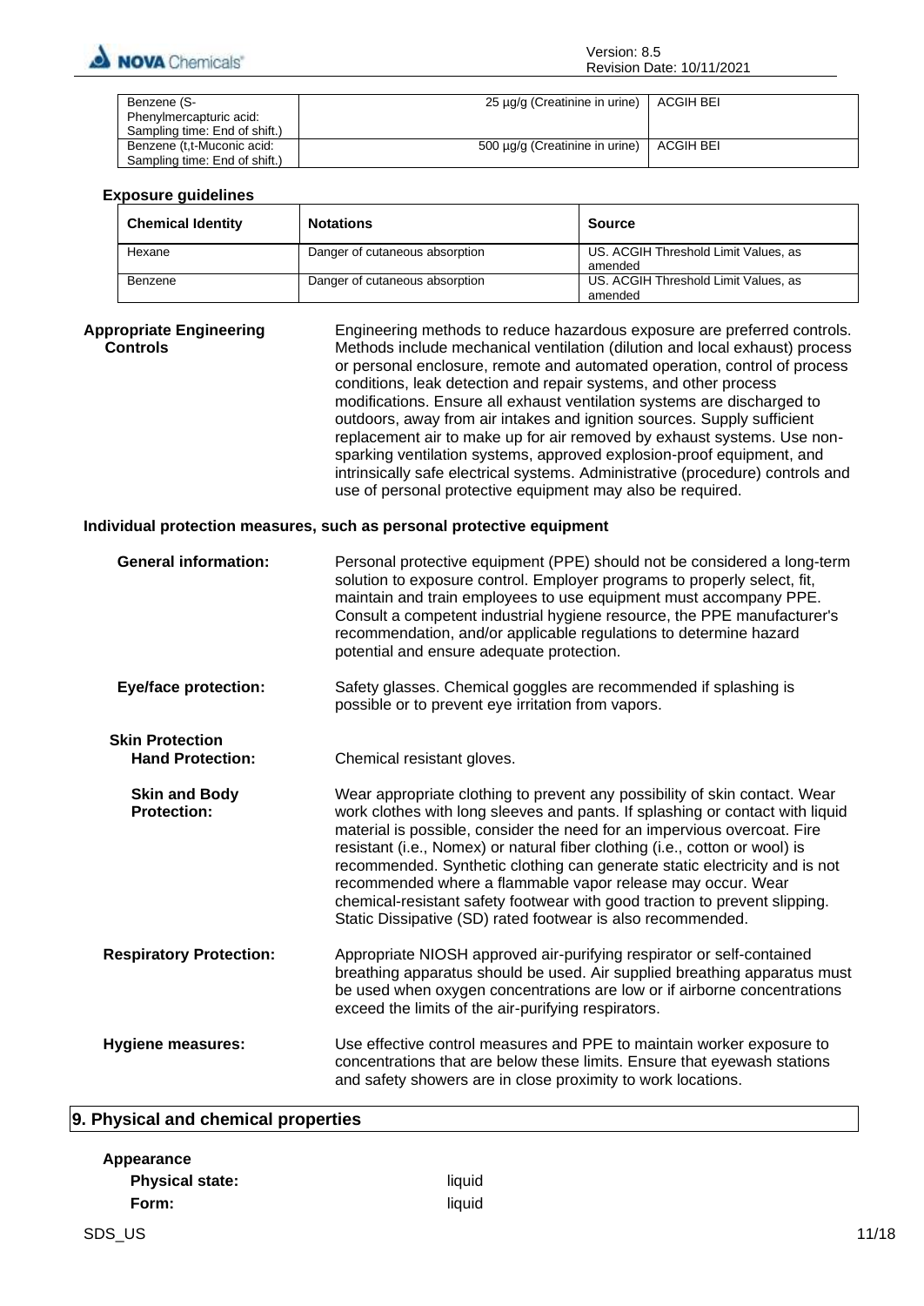| Benzene (S-Phenylmercapturic acid: Sampling time: End of shift.) | 25 µg/g (Creatinine in urine) | ACGIH BEI |
| --- | --- | --- |
| Benzene (t,t-Muconic acid: Sampling time: End of shift.) | 500 µg/g (Creatinine in urine) | ACGIH BEI |

**Exposure guidelines**

| Chemical Identity | Notations | Source |
| --- | --- | --- |
| Hexane | Danger of cutaneous absorption | US. ACGIH Threshold Limit Values, as amended |
| Benzene | Danger of cutaneous absorption | US. ACGIH Threshold Limit Values, as amended |

**Appropriate Engineering Controls**

Engineering methods to reduce hazardous exposure are preferred controls. Methods include mechanical ventilation (dilution and local exhaust) process or personal enclosure, remote and automated operation, control of process conditions, leak detection and repair systems, and other process modifications. Ensure all exhaust ventilation systems are discharged to outdoors, away from air intakes and ignition sources. Supply sufficient replacement air to make up for air removed by exhaust systems. Use non-sparking ventilation systems, approved explosion-proof equipment, and intrinsically safe electrical systems. Administrative (procedure) controls and use of personal protective equipment may also be required.

**Individual protection measures, such as personal protective equipment**

**General information:** Personal protective equipment (PPE) should not be considered a long-term solution to exposure control. Employer programs to properly select, fit, maintain and train employees to use equipment must accompany PPE. Consult a competent industrial hygiene resource, the PPE manufacturer's recommendation, and/or applicable regulations to determine hazard potential and ensure adequate protection.

**Eye/face protection:** Safety glasses. Chemical goggles are recommended if splashing is possible or to prevent eye irritation from vapors.

**Skin Protection**

**Hand Protection:** Chemical resistant gloves.

**Skin and Body Protection:** Wear appropriate clothing to prevent any possibility of skin contact. Wear work clothes with long sleeves and pants. If splashing or contact with liquid material is possible, consider the need for an impervious overcoat. Fire resistant (i.e., Nomex) or natural fiber clothing (i.e., cotton or wool) is recommended. Synthetic clothing can generate static electricity and is not recommended where a flammable vapor release may occur. Wear chemical-resistant safety footwear with good traction to prevent slipping. Static Dissipative (SD) rated footwear is also recommended.

**Respiratory Protection:** Appropriate NIOSH approved air-purifying respirator or self-contained breathing apparatus should be used. Air supplied breathing apparatus must be used when oxygen concentrations are low or if airborne concentrations exceed the limits of the air-purifying respirators.

**Hygiene measures:** Use effective control measures and PPE to maintain worker exposure to concentrations that are below these limits. Ensure that eyewash stations and safety showers are in close proximity to work locations.

## 9. Physical and chemical properties

**Appearance**

**Physical state:** liquid

**Form:** liquid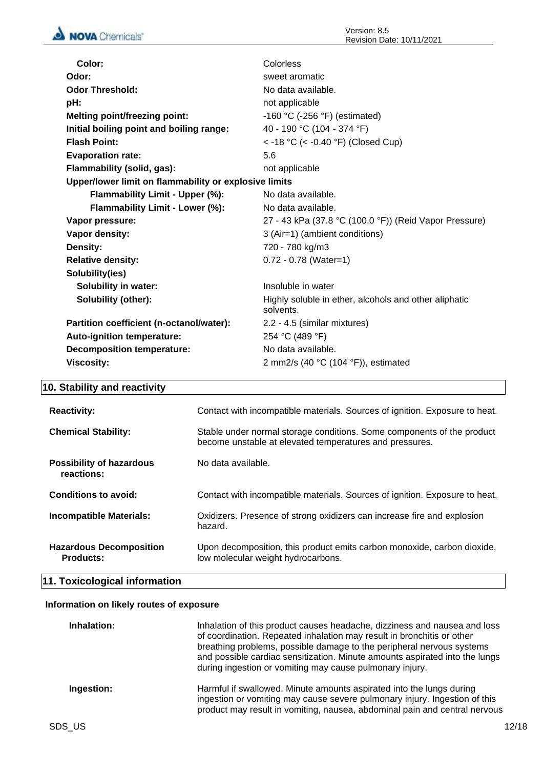| | |
|---|---|
| **Color:** | Colorless |
| **Odor:** | sweet aromatic |
| **Odor Threshold:** | No data available. |
| **pH:** | not applicable |
| **Melting point/freezing point:** | -160 °C (-256 °F) (estimated) |
| **Initial boiling point and boiling range:** | 40 - 190 °C (104 - 374 °F) |
| **Flash Point:** | < -18 °C (< -0.40 °F) (Closed Cup) |
| **Evaporation rate:** | 5.6 |
| **Flammability (solid, gas):** | not applicable |
| **Upper/lower limit on flammability or explosive limits** | |
| **Flammability Limit - Upper (%):** | No data available. |
| **Flammability Limit - Lower (%):** | No data available. |
| **Vapor pressure:** | 27 - 43 kPa (37.8 °C (100.0 °F)) (Reid Vapor Pressure) |
| **Vapor density:** | 3 (Air=1) (ambient conditions) |
| **Density:** | 720 - 780 kg/m3 |
| **Relative density:** | 0.72 - 0.78 (Water=1) |
| **Solubility(ies)** | |
| **Solubility in water:** | Insoluble in water |
| **Solubility (other):** | Highly soluble in ether, alcohols and other aliphatic solvents. |
| **Partition coefficient (n-octanol/water):** | 2.2 - 4.5 (similar mixtures) |
| **Auto-ignition temperature:** | 254 °C (489 °F) |
| **Decomposition temperature:** | No data available. |
| **Viscosity:** | 2 mm2/s (40 °C (104 °F)), estimated |

## 10. Stability and reactivity

| | |
|---|---|
| **Reactivity:** | Contact with incompatible materials. Sources of ignition. Exposure to heat. |
| **Chemical Stability:** | Stable under normal storage conditions. Some components of the product become unstable at elevated temperatures and pressures. |
| **Possibility of hazardous reactions:** | No data available. |
| **Conditions to avoid:** | Contact with incompatible materials. Sources of ignition. Exposure to heat. |
| **Incompatible Materials:** | Oxidizers. Presence of strong oxidizers can increase fire and explosion hazard. |
| **Hazardous Decomposition Products:** | Upon decomposition, this product emits carbon monoxide, carbon dioxide, low molecular weight hydrocarbons. |

## 11. Toxicological information

**Information on likely routes of exposure**

| | |
|---|---|
| **Inhalation:** | Inhalation of this product causes headache, dizziness and nausea and loss of coordination. Repeated inhalation may result in bronchitis or other breathing problems, possible damage to the peripheral nervous systems and possible cardiac sensitization. Minute amounts aspirated into the lungs during ingestion or vomiting may cause pulmonary injury. |
| **Ingestion:** | Harmful if swallowed. Minute amounts aspirated into the lungs during ingestion or vomiting may cause severe pulmonary injury. Ingestion of this product may result in vomiting, nausea, abdominal pain and central nervous |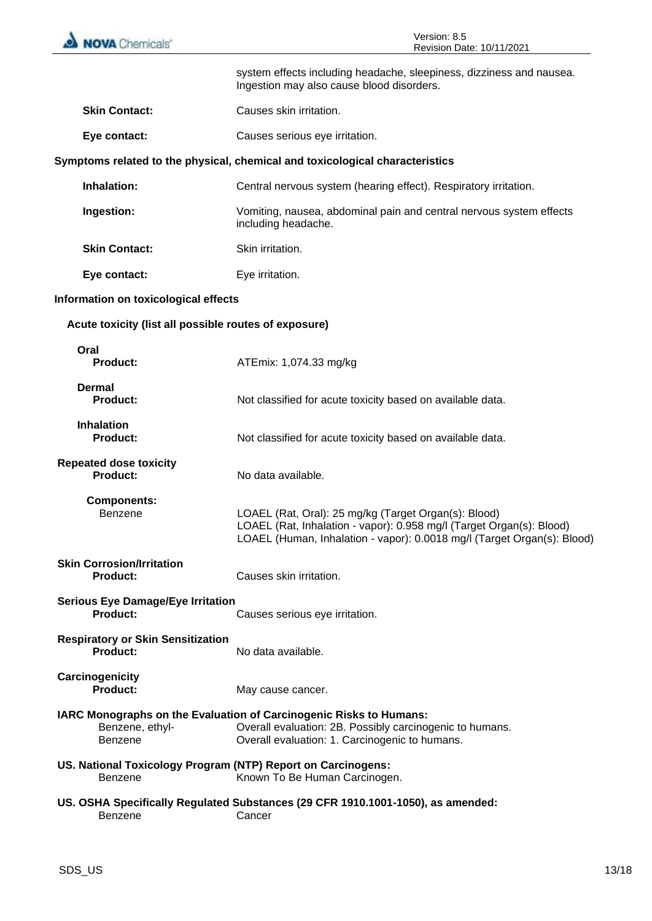system effects including headache, sleepiness, dizziness and nausea. Ingestion may also cause blood disorders.

**Skin Contact:** Causes skin irritation.

**Eye contact:** Causes serious eye irritation.

**Symptoms related to the physical, chemical and toxicological characteristics**

**Inhalation:** Central nervous system (hearing effect). Respiratory irritation.

**Ingestion:** Vomiting, nausea, abdominal pain and central nervous system effects including headache.

**Skin Contact:** Skin irritation.

**Eye contact:** Eye irritation.

**Information on toxicological effects**

**Acute toxicity (list all possible routes of exposure)**

**Oral**
**Product:** ATEmix: 1,074.33 mg/kg

**Dermal**
**Product:** Not classified for acute toxicity based on available data.

**Inhalation**
**Product:** Not classified for acute toxicity based on available data.

**Repeated dose toxicity**
**Product:** No data available.

**Components:**
Benzene
LOAEL (Rat, Oral): 25 mg/kg (Target Organ(s): Blood)
LOAEL (Rat, Inhalation - vapor): 0.958 mg/l (Target Organ(s): Blood)
LOAEL (Human, Inhalation - vapor): 0.0018 mg/l (Target Organ(s): Blood)

**Skin Corrosion/Irritation**
**Product:** Causes skin irritation.

**Serious Eye Damage/Eye Irritation**
**Product:** Causes serious eye irritation.

**Respiratory or Skin Sensitization**
**Product:** No data available.

**Carcinogenicity**
**Product:** May cause cancer.

**IARC Monographs on the Evaluation of Carcinogenic Risks to Humans:**
Benzene, ethyl- Overall evaluation: 2B. Possibly carcinogenic to humans.
Benzene Overall evaluation: 1. Carcinogenic to humans.

**US. National Toxicology Program (NTP) Report on Carcinogens:**
Benzene Known To Be Human Carcinogen.

**US. OSHA Specifically Regulated Substances (29 CFR 1910.1001-1050), as amended:**
Benzene Cancer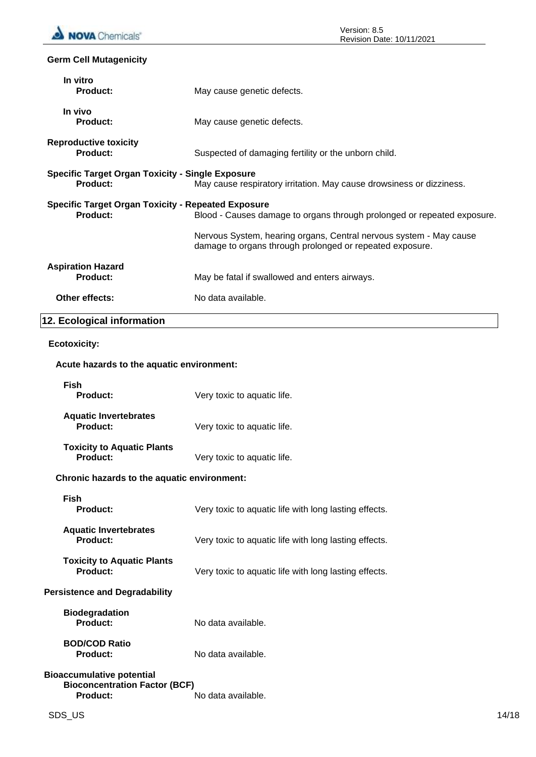**Germ Cell Mutagenicity**

**In vitro**

**Product:** May cause genetic defects.

**In vivo**

**Product:** May cause genetic defects.

**Reproductive toxicity**

**Product:** Suspected of damaging fertility or the unborn child.

**Specific Target Organ Toxicity - Single Exposure**

**Product:** May cause respiratory irritation. May cause drowsiness or dizziness.

**Specific Target Organ Toxicity - Repeated Exposure**

**Product:** Blood - Causes damage to organs through prolonged or repeated exposure.

Nervous System, hearing organs, Central nervous system - May cause damage to organs through prolonged or repeated exposure.

**Aspiration Hazard**

**Product:** May be fatal if swallowed and enters airways.

**Other effects:** No data available.

## 12. Ecological information

**Ecotoxicity:**

**Acute hazards to the aquatic environment:**

**Fish**

**Product:** Very toxic to aquatic life.

**Aquatic Invertebrates**

**Product:** Very toxic to aquatic life.

**Toxicity to Aquatic Plants**

**Product:** Very toxic to aquatic life.

**Chronic hazards to the aquatic environment:**

**Fish**

**Product:** Very toxic to aquatic life with long lasting effects.

**Aquatic Invertebrates**

**Product:** Very toxic to aquatic life with long lasting effects.

**Toxicity to Aquatic Plants**

**Product:** Very toxic to aquatic life with long lasting effects.

**Persistence and Degradability**

**Biodegradation**

**Product:** No data available.

**BOD/COD Ratio**

**Product:** No data available.

**Bioaccumulative potential**

**Bioconcentration Factor (BCF)**

**Product:** No data available.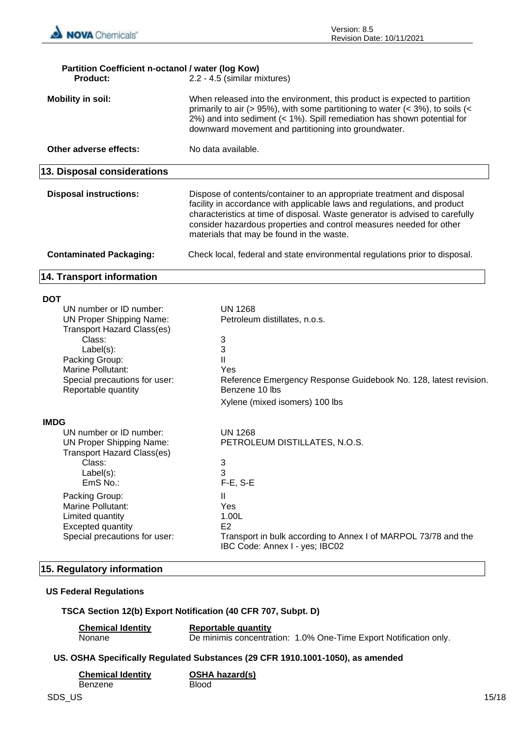**Partition Coefficient n-octanol / water (log Kow)**

| | |
|---|---|
| **Product:** | 2.2 - 4.5 (similar mixtures) |
| **Mobility in soil:** | When released into the environment, this product is expected to partition primarily to air (> 95%), with some partitioning to water (< 3%), to soils (< 2%) and into sediment (< 1%). Spill remediation has shown potential for downward movement and partitioning into groundwater. |
| **Other adverse effects:** | No data available. |

## 13. Disposal considerations

| | |
|---|---|
| **Disposal instructions:** | Dispose of contents/container to an appropriate treatment and disposal facility in accordance with applicable laws and regulations, and product characteristics at time of disposal. Waste generator is advised to carefully consider hazardous properties and control measures needed for other materials that may be found in the waste. |
| **Contaminated Packaging:** | Check local, federal and state environmental regulations prior to disposal. |

## 14. Transport information

**DOT**

| | |
|---|---|
| UN number or ID number: | UN 1268 |
| UN Proper Shipping Name: | Petroleum distillates, n.o.s. |
| Transport Hazard Class(es) | |
| Class: | 3 |
| Label(s): | 3 |
| Packing Group: | II |
| Marine Pollutant: | Yes |
| Special precautions for user: | Reference Emergency Response Guidebook No. 128, latest revision. |
| Reportable quantity | Benzene 10 lbs |
| | Xylene (mixed isomers) 100 lbs |

**IMDG**

| | |
|---|---|
| UN number or ID number: | UN 1268 |
| UN Proper Shipping Name: | PETROLEUM DISTILLATES, N.O.S. |
| Transport Hazard Class(es) | |
| Class: | 3 |
| Label(s): | 3 |
| EmS No.: | F-E, S-E |
| Packing Group: | II |
| Marine Pollutant: | Yes |
| Limited quantity | 1.00L |
| Excepted quantity | E2 |
| Special precautions for user: | Transport in bulk according to Annex I of MARPOL 73/78 and the IBC Code: Annex I - yes; IBC02 |

## 15. Regulatory information

### US Federal Regulations

**TSCA Section 12(b) Export Notification (40 CFR 707, Subpt. D)**

| Chemical Identity | Reportable quantity |
|---|---|
| Nonane | De minimis concentration: 1.0% One-Time Export Notification only. |

**US. OSHA Specifically Regulated Substances (29 CFR 1910.1001-1050), as amended**

| Chemical Identity | OSHA hazard(s) |
|---|---|
| Benzene | Blood |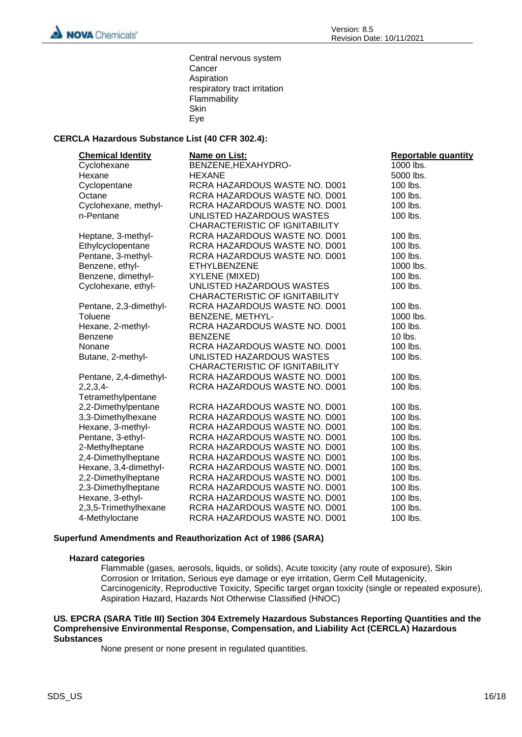Central nervous system
Cancer
Aspiration
respiratory tract irritation
Flammability
Skin
Eye

**CERCLA Hazardous Substance List (40 CFR 302.4):**

| Chemical Identity | Name on List: | Reportable quantity |
|---|---|---|
| Cyclohexane | BENZENE,HEXAHYDRO- | 1000 lbs. |
| Hexane | HEXANE | 5000 lbs. |
| Cyclopentane | RCRA HAZARDOUS WASTE NO. D001 | 100 lbs. |
| Octane | RCRA HAZARDOUS WASTE NO. D001 | 100 lbs. |
| Cyclohexane, methyl- | RCRA HAZARDOUS WASTE NO. D001 | 100 lbs. |
| n-Pentane | UNLISTED HAZARDOUS WASTES CHARACTERISTIC OF IGNITABILITY | 100 lbs. |
| Heptane, 3-methyl- | RCRA HAZARDOUS WASTE NO. D001 | 100 lbs. |
| Ethylcyclopentane | RCRA HAZARDOUS WASTE NO. D001 | 100 lbs. |
| Pentane, 3-methyl- | RCRA HAZARDOUS WASTE NO. D001 | 100 lbs. |
| Benzene, ethyl- | ETHYLBENZENE | 1000 lbs. |
| Benzene, dimethyl- | XYLENE (MIXED) | 100 lbs. |
| Cyclohexane, ethyl- | UNLISTED HAZARDOUS WASTES CHARACTERISTIC OF IGNITABILITY | 100 lbs. |
| Pentane, 2,3-dimethyl- | RCRA HAZARDOUS WASTE NO. D001 | 100 lbs. |
| Toluene | BENZENE, METHYL- | 1000 lbs. |
| Hexane, 2-methyl- | RCRA HAZARDOUS WASTE NO. D001 | 100 lbs. |
| Benzene | BENZENE | 10 lbs. |
| Nonane | RCRA HAZARDOUS WASTE NO. D001 | 100 lbs. |
| Butane, 2-methyl- | UNLISTED HAZARDOUS WASTES CHARACTERISTIC OF IGNITABILITY | 100 lbs. |
| Pentane, 2,4-dimethyl- | RCRA HAZARDOUS WASTE NO. D001 | 100 lbs. |
| 2,2,3,4-Tetramethylpentane | RCRA HAZARDOUS WASTE NO. D001 | 100 lbs. |
| 2,2-Dimethylpentane | RCRA HAZARDOUS WASTE NO. D001 | 100 lbs. |
| 3,3-Dimethylhexane | RCRA HAZARDOUS WASTE NO. D001 | 100 lbs. |
| Hexane, 3-methyl- | RCRA HAZARDOUS WASTE NO. D001 | 100 lbs. |
| Pentane, 3-ethyl- | RCRA HAZARDOUS WASTE NO. D001 | 100 lbs. |
| 2-Methylheptane | RCRA HAZARDOUS WASTE NO. D001 | 100 lbs. |
| 2,4-Dimethylheptane | RCRA HAZARDOUS WASTE NO. D001 | 100 lbs. |
| Hexane, 3,4-dimethyl- | RCRA HAZARDOUS WASTE NO. D001 | 100 lbs. |
| 2,2-Dimethylheptane | RCRA HAZARDOUS WASTE NO. D001 | 100 lbs. |
| 2,3-Dimethylheptane | RCRA HAZARDOUS WASTE NO. D001 | 100 lbs. |
| Hexane, 3-ethyl- | RCRA HAZARDOUS WASTE NO. D001 | 100 lbs. |
| 2,3,5-Trimethylhexane | RCRA HAZARDOUS WASTE NO. D001 | 100 lbs. |
| 4-Methyloctane | RCRA HAZARDOUS WASTE NO. D001 | 100 lbs. |

**Superfund Amendments and Reauthorization Act of 1986 (SARA)**

**Hazard categories**

Flammable (gases, aerosols, liquids, or solids), Acute toxicity (any route of exposure), Skin Corrosion or Irritation, Serious eye damage or eye irritation, Germ Cell Mutagenicity, Carcinogenicity, Reproductive Toxicity, Specific target organ toxicity (single or repeated exposure), Aspiration Hazard, Hazards Not Otherwise Classified (HNOC)

**US. EPCRA (SARA Title III) Section 304 Extremely Hazardous Substances Reporting Quantities and the Comprehensive Environmental Response, Compensation, and Liability Act (CERCLA) Hazardous Substances**

None present or none present in regulated quantities.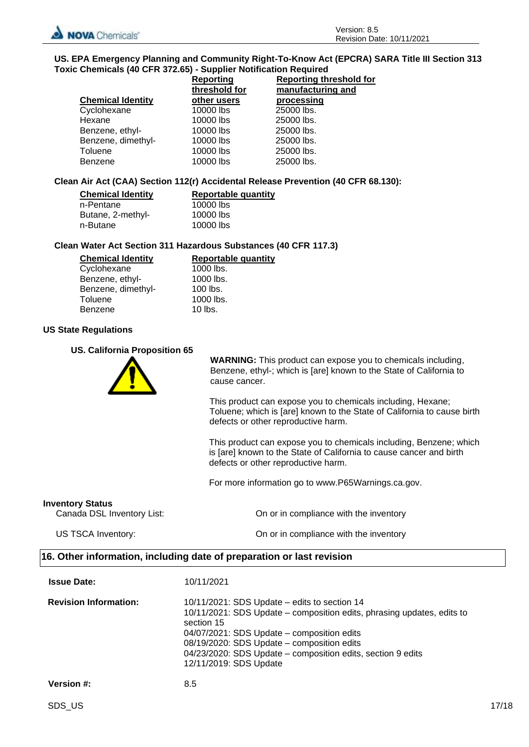**US. EPA Emergency Planning and Community Right-To-Know Act (EPCRA) SARA Title III Section 313 Toxic Chemicals (40 CFR 372.65) - Supplier Notification Required**

| Chemical Identity | Reporting threshold for other users | Reporting threshold for manufacturing and processing |
|---|---|---|
| Cyclohexane | 10000 lbs | 25000 lbs. |
| Hexane | 10000 lbs | 25000 lbs. |
| Benzene, ethyl- | 10000 lbs | 25000 lbs. |
| Benzene, dimethyl- | 10000 lbs | 25000 lbs. |
| Toluene | 10000 lbs | 25000 lbs. |
| Benzene | 10000 lbs | 25000 lbs. |

**Clean Air Act (CAA) Section 112(r) Accidental Release Prevention (40 CFR 68.130):**

| Chemical Identity | Reportable quantity |
|---|---|
| n-Pentane | 10000 lbs |
| Butane, 2-methyl- | 10000 lbs |
| n-Butane | 10000 lbs |

**Clean Water Act Section 311 Hazardous Substances (40 CFR 117.3)**

| Chemical Identity | Reportable quantity |
|---|---|
| Cyclohexane | 1000 lbs. |
| Benzene, ethyl- | 1000 lbs. |
| Benzene, dimethyl- | 100 lbs. |
| Toluene | 1000 lbs. |
| Benzene | 10 lbs. |

**US State Regulations**

**US. California Proposition 65**

**WARNING:** This product can expose you to chemicals including, Benzene, ethyl-; which is [are] known to the State of California to cause cancer.

This product can expose you to chemicals including, Hexane; Toluene; which is [are] known to the State of California to cause birth defects or other reproductive harm.

This product can expose you to chemicals including, Benzene; which is [are] known to the State of California to cause cancer and birth defects or other reproductive harm.

For more information go to www.P65Warnings.ca.gov.

**Inventory Status**

| | |
|---|---|
| Canada DSL Inventory List: | On or in compliance with the inventory |
| US TSCA Inventory: | On or in compliance with the inventory |

## 16. Other information, including date of preparation or last revision

**Issue Date:** 10/11/2021

**Revision Information:**
10/11/2021: SDS Update – edits to section 14
10/11/2021: SDS Update – composition edits, phrasing updates, edits to section 15
04/07/2021: SDS Update – composition edits
08/19/2020: SDS Update – composition edits
04/23/2020: SDS Update – composition edits, section 9 edits
12/11/2019: SDS Update

**Version #:** 8.5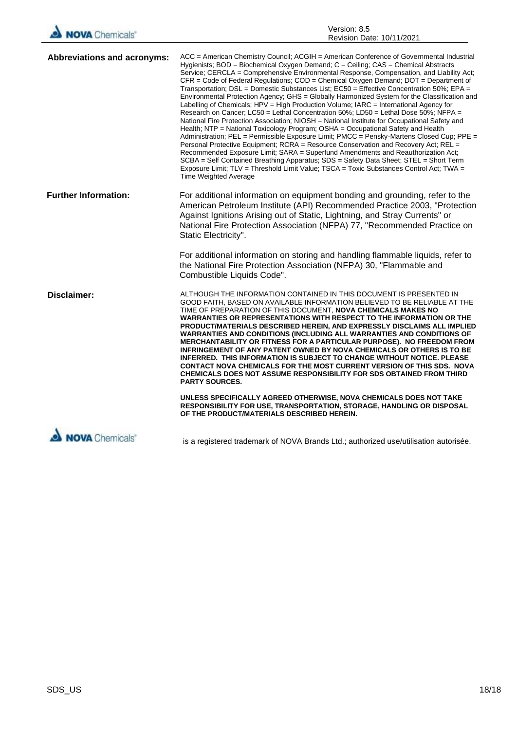**Abbreviations and acronyms:** ACC = American Chemistry Council; ACGIH = American Conference of Governmental Industrial Hygienists; BOD = Biochemical Oxygen Demand; C = Ceiling; CAS = Chemical Abstracts Service; CERCLA = Comprehensive Environmental Response, Compensation, and Liability Act; CFR = Code of Federal Regulations; COD = Chemical Oxygen Demand; DOT = Department of Transportation; DSL = Domestic Substances List; EC50 = Effective Concentration 50%; EPA = Environmental Protection Agency; GHS = Globally Harmonized System for the Classification and Labelling of Chemicals; HPV = High Production Volume; IARC = International Agency for Research on Cancer; LC50 = Lethal Concentration 50%; LD50 = Lethal Dose 50%; NFPA = National Fire Protection Association; NIOSH = National Institute for Occupational Safety and Health; NTP = National Toxicology Program; OSHA = Occupational Safety and Health Administration; PEL = Permissible Exposure Limit; PMCC = Pensky-Martens Closed Cup; PPE = Personal Protective Equipment; RCRA = Resource Conservation and Recovery Act; REL = Recommended Exposure Limit; SARA = Superfund Amendments and Reauthorization Act; SCBA = Self Contained Breathing Apparatus; SDS = Safety Data Sheet; STEL = Short Term Exposure Limit; TLV = Threshold Limit Value; TSCA = Toxic Substances Control Act; TWA = Time Weighted Average

**Further Information:** For additional information on equipment bonding and grounding, refer to the American Petroleum Institute (API) Recommended Practice 2003, "Protection Against Ignitions Arising out of Static, Lightning, and Stray Currents" or National Fire Protection Association (NFPA) 77, "Recommended Practice on Static Electricity".

For additional information on storing and handling flammable liquids, refer to the National Fire Protection Association (NFPA) 30, "Flammable and Combustible Liquids Code".

**Disclaimer:** ALTHOUGH THE INFORMATION CONTAINED IN THIS DOCUMENT IS PRESENTED IN GOOD FAITH, BASED ON AVAILABLE INFORMATION BELIEVED TO BE RELIABLE AT THE TIME OF PREPARATION OF THIS DOCUMENT, **NOVA CHEMICALS MAKES NO WARRANTIES OR REPRESENTATIONS WITH RESPECT TO THE INFORMATION OR THE PRODUCT/MATERIALS DESCRIBED HEREIN, AND EXPRESSLY DISCLAIMS ALL IMPLIED WARRANTIES AND CONDITIONS (INCLUDING ALL WARRANTIES AND CONDITIONS OF MERCHANTABILITY OR FITNESS FOR A PARTICULAR PURPOSE). NO FREEDOM FROM INFRINGEMENT OF ANY PATENT OWNED BY NOVA CHEMICALS OR OTHERS IS TO BE INFERRED. THIS INFORMATION IS SUBJECT TO CHANGE WITHOUT NOTICE. PLEASE CONTACT NOVA CHEMICALS FOR THE MOST CURRENT VERSION OF THIS SDS. NOVA CHEMICALS DOES NOT ASSUME RESPONSIBILITY FOR SDS OBTAINED FROM THIRD PARTY SOURCES.**

**UNLESS SPECIFICALLY AGREED OTHERWISE, NOVA CHEMICALS DOES NOT TAKE RESPONSIBILITY FOR USE, TRANSPORTATION, STORAGE, HANDLING OR DISPOSAL OF THE PRODUCT/MATERIALS DESCRIBED HEREIN.**

NOVA Chemicals® is a registered trademark of NOVA Brands Ltd.; authorized use/utilisation autorisée.